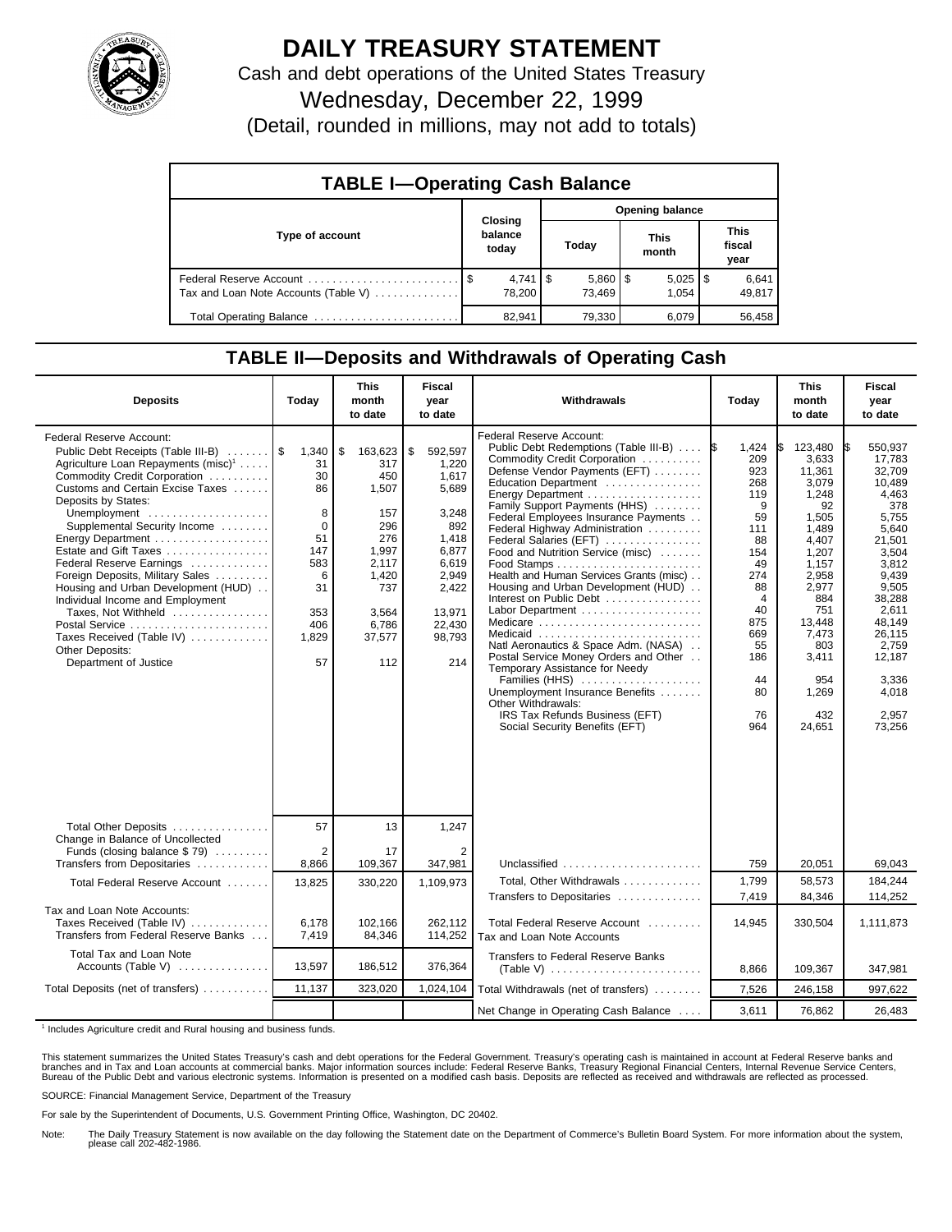# DAILY TREASURY STATEMENT

Cash and debt operations of the United States Treasury

Wednesday, December 22, 1999

(Detail, rounded in millions, may not add to totals)

## TABLE I—Operating Cash Balance

| Type of account | Closing balance today | Opening balance Today | Opening balance This month | Opening balance This fiscal year |
|---|---|---|---|---|
| Federal Reserve Account | $ 4,741 | $ 5,860 | $ 5,025 | $ 6,641 |
| Tax and Loan Note Accounts (Table V) | 78,200 | 73,469 | 1,054 | 49,817 |
| Total Operating Balance | 82,941 | 79,330 | 6,079 | 56,458 |

## TABLE II—Deposits and Withdrawals of Operating Cash

| Deposits | Today | This month to date | Fiscal year to date |
|---|---|---|---|
| Federal Reserve Account: | | | |
| Public Debt Receipts (Table III-B) | $ 1,340 | $ 163,623 | $ 592,597 |
| Agriculture Loan Repayments (misc)[1] | 31 | 317 | 1,220 |
| Commodity Credit Corporation | 30 | 450 | 1,617 |
| Customs and Certain Excise Taxes | 86 | 1,507 | 5,689 |
| Deposits by States: | | | |
| Unemployment | 8 | 157 | 3,248 |
| Supplemental Security Income | 0 | 296 | 892 |
| Energy Department | 51 | 276 | 1,418 |
| Estate and Gift Taxes | 147 | 1,997 | 6,877 |
| Federal Reserve Earnings | 583 | 2,117 | 6,619 |
| Foreign Deposits, Military Sales | 6 | 1,420 | 2,949 |
| Housing and Urban Development (HUD) | 31 | 737 | 2,422 |
| Individual Income and Employment Taxes, Not Withheld | 353 | 3,564 | 13,971 |
| Postal Service | 406 | 6,786 | 22,430 |
| Taxes Received (Table IV) | 1,829 | 37,577 | 98,793 |
| Other Deposits: | | | |
| Department of Justice | 57 | 112 | 214 |
| Total Other Deposits | 57 | 13 | 1,247 |
| Change in Balance of Uncollected Funds (closing balance $ 79) | 2 | 17 | 2 |
| Transfers from Depositaries | 8,866 | 109,367 | 347,981 |
| Total Federal Reserve Account | 13,825 | 330,220 | 1,109,973 |
| Tax and Loan Note Accounts: | | | |
| Taxes Received (Table IV) | 6,178 | 102,166 | 262,112 |
| Transfers from Federal Reserve Banks | 7,419 | 84,346 | 114,252 |
| Total Tax and Loan Note Accounts (Table V) | 13,597 | 186,512 | 376,364 |
| Total Deposits (net of transfers) | 11,137 | 323,020 | 1,024,104 |

| Withdrawals | Today | This month to date | Fiscal year to date |
|---|---|---|---|
| Federal Reserve Account: | | | |
| Public Debt Redemptions (Table III-B) | $ 1,424 | $ 123,480 | $ 550,937 |
| Commodity Credit Corporation | 209 | 3,633 | 17,783 |
| Defense Vendor Payments (EFT) | 923 | 11,361 | 32,709 |
| Education Department | 268 | 3,079 | 10,489 |
| Energy Department | 119 | 1,248 | 4,463 |
| Family Support Payments (HHS) | 9 | 92 | 378 |
| Federal Employees Insurance Payments | 59 | 1,505 | 5,755 |
| Federal Highway Administration | 111 | 1,489 | 5,640 |
| Federal Salaries (EFT) | 88 | 4,407 | 21,501 |
| Food and Nutrition Service (misc) | 154 | 1,207 | 3,504 |
| Food Stamps | 49 | 1,157 | 3,812 |
| Health and Human Services Grants (misc) | 274 | 2,958 | 9,439 |
| Housing and Urban Development (HUD) | 88 | 2,977 | 9,505 |
| Interest on Public Debt | 4 | 884 | 38,288 |
| Labor Department | 40 | 751 | 2,611 |
| Medicare | 875 | 13,448 | 48,149 |
| Medicaid | 669 | 7,473 | 26,115 |
| Natl Aeronautics & Space Adm. (NASA) | 55 | 803 | 2,759 |
| Postal Service Money Orders and Other | 186 | 3,411 | 12,187 |
| Temporary Assistance for Needy Families (HHS) | 44 | 954 | 3,336 |
| Unemployment Insurance Benefits | 80 | 1,269 | 4,018 |
| Other Withdrawals: | | | |
| IRS Tax Refunds Business (EFT) | 76 | 432 | 2,957 |
| Social Security Benefits (EFT) | 964 | 24,651 | 73,256 |
| Unclassified | 759 | 20,051 | 69,043 |
| Total, Other Withdrawals | 1,799 | 58,573 | 184,244 |
| Transfers to Depositaries | 7,419 | 84,346 | 114,252 |
| Total Federal Reserve Account | 14,945 | 330,504 | 1,111,873 |
| Tax and Loan Note Accounts | | | |
| Transfers to Federal Reserve Banks (Table V) | 8,866 | 109,367 | 347,981 |
| Total Withdrawals (net of transfers) | 7,526 | 246,158 | 997,622 |
| Net Change in Operating Cash Balance | 3,611 | 76,862 | 26,483 |

[1] Includes Agriculture credit and Rural housing and business funds.

This statement summarizes the United States Treasury's cash and debt operations for the Federal Government. Treasury's operating cash is maintained in account at Federal Reserve banks and branches and in Tax and Loan accounts at commercial banks. Major information sources include: Federal Reserve Banks, Treasury Regional Financial Centers, Internal Revenue Service Centers, Bureau of the Public Debt and various electronic systems. Information is presented on a modified cash basis. Deposits are reflected as received and withdrawals are reflected as processed.

SOURCE: Financial Management Service, Department of the Treasury

For sale by the Superintendent of Documents, U.S. Government Printing Office, Washington, DC 20402.

Note: The Daily Treasury Statement is now available on the day following the Statement date on the Department of Commerce's Bulletin Board System. For more information about the system, please call 202-482-1986.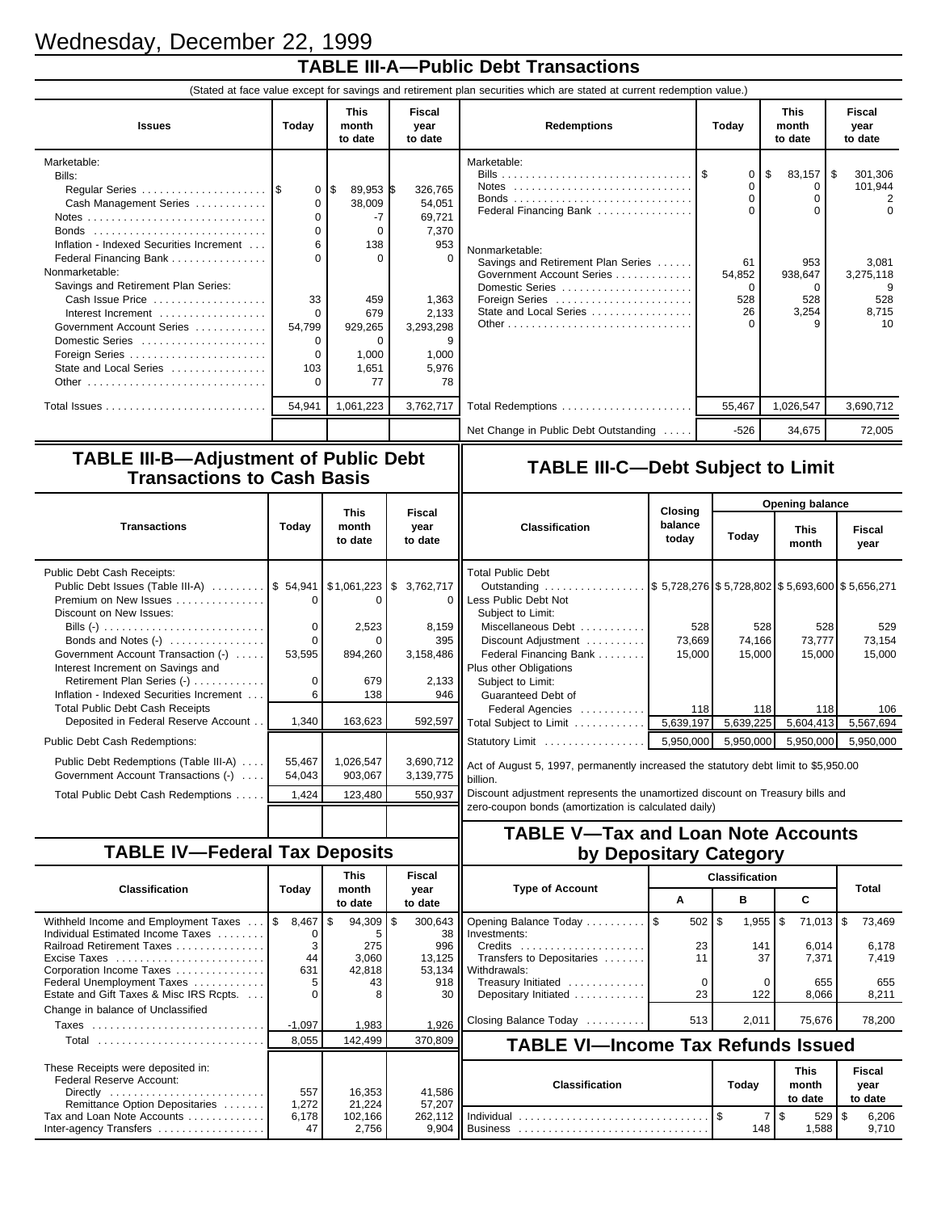Wednesday, December 22, 1999

## TABLE III-A—Public Debt Transactions

(Stated at face value except for savings and retirement plan securities which are stated at current redemption value.)

| Issues | Today | This month to date | Fiscal year to date |
|---|---|---|---|
| Marketable: | | | |
| Bills: | | | |
| Regular Series | $ 0 | $ 89,953 | $ 326,765 |
| Cash Management Series | 0 | 38,009 | 54,051 |
| Notes | 0 | -7 | 69,721 |
| Bonds | 0 | 0 | 7,370 |
| Inflation - Indexed Securities Increment | 6 | 138 | 953 |
| Federal Financing Bank | 0 | 0 | 0 |
| Nonmarketable: | | | |
| Savings and Retirement Plan Series: | | | |
| Cash Issue Price | 33 | 459 | 1,363 |
| Interest Increment | 0 | 679 | 2,133 |
| Government Account Series | 54,799 | 929,265 | 3,293,298 |
| Domestic Series | 0 | 0 | 9 |
| Foreign Series | 0 | 1,000 | 1,000 |
| State and Local Series | 103 | 1,651 | 5,976 |
| Other | 0 | 77 | 78 |
| Total Issues | 54,941 | 1,061,223 | 3,762,717 |

| Redemptions | Today | This month to date | Fiscal year to date |
|---|---|---|---|
| Marketable: | | | |
| Bills | $ 0 | $ 83,157 | $ 301,306 |
| Notes | 0 | 0 | 101,944 |
| Bonds | 0 | 0 | 2 |
| Federal Financing Bank | 0 | 0 | 0 |
| Nonmarketable: | | | |
| Savings and Retirement Plan Series | 61 | 953 | 3,081 |
| Government Account Series | 54,852 | 938,647 | 3,275,118 |
| Domestic Series | 0 | 0 | 9 |
| Foreign Series | 528 | 528 | 528 |
| State and Local Series | 26 | 3,254 | 8,715 |
| Other | 0 | 9 | 10 |
| Total Redemptions | 55,467 | 1,026,547 | 3,690,712 |
| Net Change in Public Debt Outstanding | -526 | 34,675 | 72,005 |

## TABLE III-B—Adjustment of Public Debt Transactions to Cash Basis

| Transactions | Today | This month to date | Fiscal year to date |
|---|---|---|---|
| Public Debt Cash Receipts: | | | |
| Public Debt Issues (Table III-A) | $ 54,941 | $1,061,223 | $ 3,762,717 |
| Premium on New Issues | 0 | 0 | 0 |
| Discount on New Issues: | | | |
| Bills (-) | 0 | 2,523 | 8,159 |
| Bonds and Notes (-) | 0 | 0 | 395 |
| Government Account Transaction (-) | 53,595 | 894,260 | 3,158,486 |
| Interest Increment on Savings and Retirement Plan Series (-) | 0 | 679 | 2,133 |
| Inflation - Indexed Securities Increment | 6 | 138 | 946 |
| Total Public Debt Cash Receipts Deposited in Federal Reserve Account | 1,340 | 163,623 | 592,597 |
| Public Debt Cash Redemptions: | | | |
| Public Debt Redemptions (Table III-A) | 55,467 | 1,026,547 | 3,690,712 |
| Government Account Transactions (-) | 54,043 | 903,067 | 3,139,775 |
| Total Public Debt Cash Redemptions | 1,424 | 123,480 | 550,937 |

## TABLE III-C—Debt Subject to Limit

| Classification | Closing balance today | Opening balance | | |
|---|---|---|---|---|
| | | Today | This month | Fiscal year |
| Total Public Debt Outstanding | $ 5,728,276 | $ 5,728,802 | $ 5,693,600 | $ 5,656,271 |
| Less Public Debt Not Subject to Limit: | | | | |
| Miscellaneous Debt | 528 | 528 | 528 | 529 |
| Discount Adjustment | 73,669 | 74,166 | 73,777 | 73,154 |
| Federal Financing Bank | 15,000 | 15,000 | 15,000 | 15,000 |
| Plus other Obligations Subject to Limit: | | | | |
| Guaranteed Debt of Federal Agencies | 118 | 118 | 118 | 106 |
| Total Subject to Limit | 5,639,197 | 5,639,225 | 5,604,413 | 5,567,694 |
| Statutory Limit | 5,950,000 | 5,950,000 | 5,950,000 | 5,950,000 |

Act of August 5, 1997, permanently increased the statutory debt limit to $5,950.00 billion.

Discount adjustment represents the unamortized discount on Treasury bills and zero-coupon bonds (amortization is calculated daily)

## TABLE IV—Federal Tax Deposits

| Classification | Today | This month to date | Fiscal year to date |
|---|---|---|---|
| Withheld Income and Employment Taxes | $ 8,467 | $ 94,309 | $ 300,643 |
| Individual Estimated Income Taxes | 0 | 5 | 38 |
| Railroad Retirement Taxes | 3 | 275 | 996 |
| Excise Taxes | 44 | 3,060 | 13,125 |
| Corporation Income Taxes | 631 | 42,818 | 53,134 |
| Federal Unemployment Taxes | 5 | 43 | 918 |
| Estate and Gift Taxes & Misc IRS Rcpts. | 0 | 8 | 30 |
| Change in balance of Unclassified Taxes | -1,097 | 1,983 | 1,926 |
| Total | 8,055 | 142,499 | 370,809 |
| These Receipts were deposited in: | | | |
| Federal Reserve Account: | | | |
| Directly | 557 | 16,353 | 41,586 |
| Remittance Option Depositaries | 1,272 | 21,224 | 57,207 |
| Tax and Loan Note Accounts | 6,178 | 102,166 | 262,112 |
| Inter-agency Transfers | 47 | 2,756 | 9,904 |

## TABLE V—Tax and Loan Note Accounts by Depositary Category

| Type of Account | Classification | | | Total |
|---|---|---|---|---|
| | A | B | C | |
| Opening Balance Today | $ 502 | $ 1,955 | $ 71,013 | $ 73,469 |
| Investments: | | | | |
| Credits | 23 | 141 | 6,014 | 6,178 |
| Transfers to Depositaries | 11 | 37 | 7,371 | 7,419 |
| Withdrawals: | | | | |
| Treasury Initiated | 0 | 0 | 655 | 655 |
| Depositary Initiated | 23 | 122 | 8,066 | 8,211 |
| Closing Balance Today | 513 | 2,011 | 75,676 | 78,200 |

## TABLE VI—Income Tax Refunds Issued

| Classification | Today | This month to date | Fiscal year to date |
|---|---|---|---|
| Individual | $ 7 | $ 529 | $ 6,206 |
| Business | 148 | 1,588 | 9,710 |